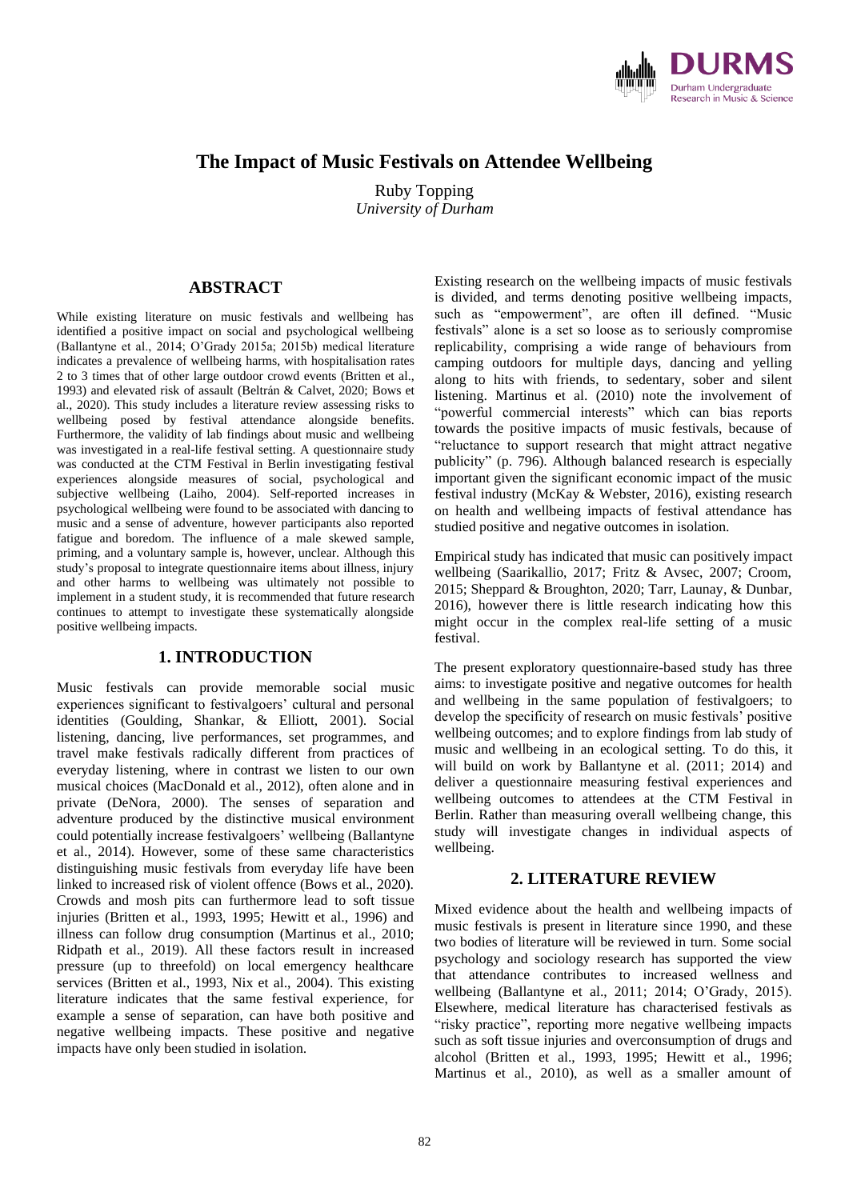# The Impact of Music Festivals on Attendee Wellbeing

Ruby Topping
*University of Durham*

## ABSTRACT

While existing literature on music festivals and wellbeing has identified a positive impact on social and psychological wellbeing (Ballantyne et al., 2014; O'Grady 2015a; 2015b) medical literature indicates a prevalence of wellbeing harms, with hospitalisation rates 2 to 3 times that of other large outdoor crowd events (Britten et al., 1993) and elevated risk of assault (Beltrán & Calvet, 2020; Bows et al., 2020). This study includes a literature review assessing risks to wellbeing posed by festival attendance alongside benefits. Furthermore, the validity of lab findings about music and wellbeing was investigated in a real-life festival setting. A questionnaire study was conducted at the CTM Festival in Berlin investigating festival experiences alongside measures of social, psychological and subjective wellbeing (Laiho, 2004). Self-reported increases in psychological wellbeing were found to be associated with dancing to music and a sense of adventure, however participants also reported fatigue and boredom. The influence of a male skewed sample, priming, and a voluntary sample is, however, unclear. Although this study's proposal to integrate questionnaire items about illness, injury and other harms to wellbeing was ultimately not possible to implement in a student study, it is recommended that future research continues to attempt to investigate these systematically alongside positive wellbeing impacts.

## 1. INTRODUCTION

Music festivals can provide memorable social music experiences significant to festivalgoers' cultural and personal identities (Goulding, Shankar, & Elliott, 2001). Social listening, dancing, live performances, set programmes, and travel make festivals radically different from practices of everyday listening, where in contrast we listen to our own musical choices (MacDonald et al., 2012), often alone and in private (DeNora, 2000). The senses of separation and adventure produced by the distinctive musical environment could potentially increase festivalgoers' wellbeing (Ballantyne et al., 2014). However, some of these same characteristics distinguishing music festivals from everyday life have been linked to increased risk of violent offence (Bows et al., 2020). Crowds and mosh pits can furthermore lead to soft tissue injuries (Britten et al., 1993, 1995; Hewitt et al., 1996) and illness can follow drug consumption (Martinus et al., 2010; Ridpath et al., 2019). All these factors result in increased pressure (up to threefold) on local emergency healthcare services (Britten et al., 1993, Nix et al., 2004). This existing literature indicates that the same festival experience, for example a sense of separation, can have both positive and negative wellbeing impacts. These positive and negative impacts have only been studied in isolation.

Existing research on the wellbeing impacts of music festivals is divided, and terms denoting positive wellbeing impacts, such as "empowerment", are often ill defined. "Music festivals" alone is a set so loose as to seriously compromise replicability, comprising a wide range of behaviours from camping outdoors for multiple days, dancing and yelling along to hits with friends, to sedentary, sober and silent listening. Martinus et al. (2010) note the involvement of "powerful commercial interests" which can bias reports towards the positive impacts of music festivals, because of "reluctance to support research that might attract negative publicity" (p. 796). Although balanced research is especially important given the significant economic impact of the music festival industry (McKay & Webster, 2016), existing research on health and wellbeing impacts of festival attendance has studied positive and negative outcomes in isolation.

Empirical study has indicated that music can positively impact wellbeing (Saarikallio, 2017; Fritz & Avsec, 2007; Croom, 2015; Sheppard & Broughton, 2020; Tarr, Launay, & Dunbar, 2016), however there is little research indicating how this might occur in the complex real-life setting of a music festival.

The present exploratory questionnaire-based study has three aims: to investigate positive and negative outcomes for health and wellbeing in the same population of festivalgoers; to develop the specificity of research on music festivals' positive wellbeing outcomes; and to explore findings from lab study of music and wellbeing in an ecological setting. To do this, it will build on work by Ballantyne et al. (2011; 2014) and deliver a questionnaire measuring festival experiences and wellbeing outcomes to attendees at the CTM Festival in Berlin. Rather than measuring overall wellbeing change, this study will investigate changes in individual aspects of wellbeing.

## 2. LITERATURE REVIEW

Mixed evidence about the health and wellbeing impacts of music festivals is present in literature since 1990, and these two bodies of literature will be reviewed in turn. Some social psychology and sociology research has supported the view that attendance contributes to increased wellness and wellbeing (Ballantyne et al., 2011; 2014; O'Grady, 2015). Elsewhere, medical literature has characterised festivals as "risky practice", reporting more negative wellbeing impacts such as soft tissue injuries and overconsumption of drugs and alcohol (Britten et al., 1993, 1995; Hewitt et al., 1996; Martinus et al., 2010), as well as a smaller amount of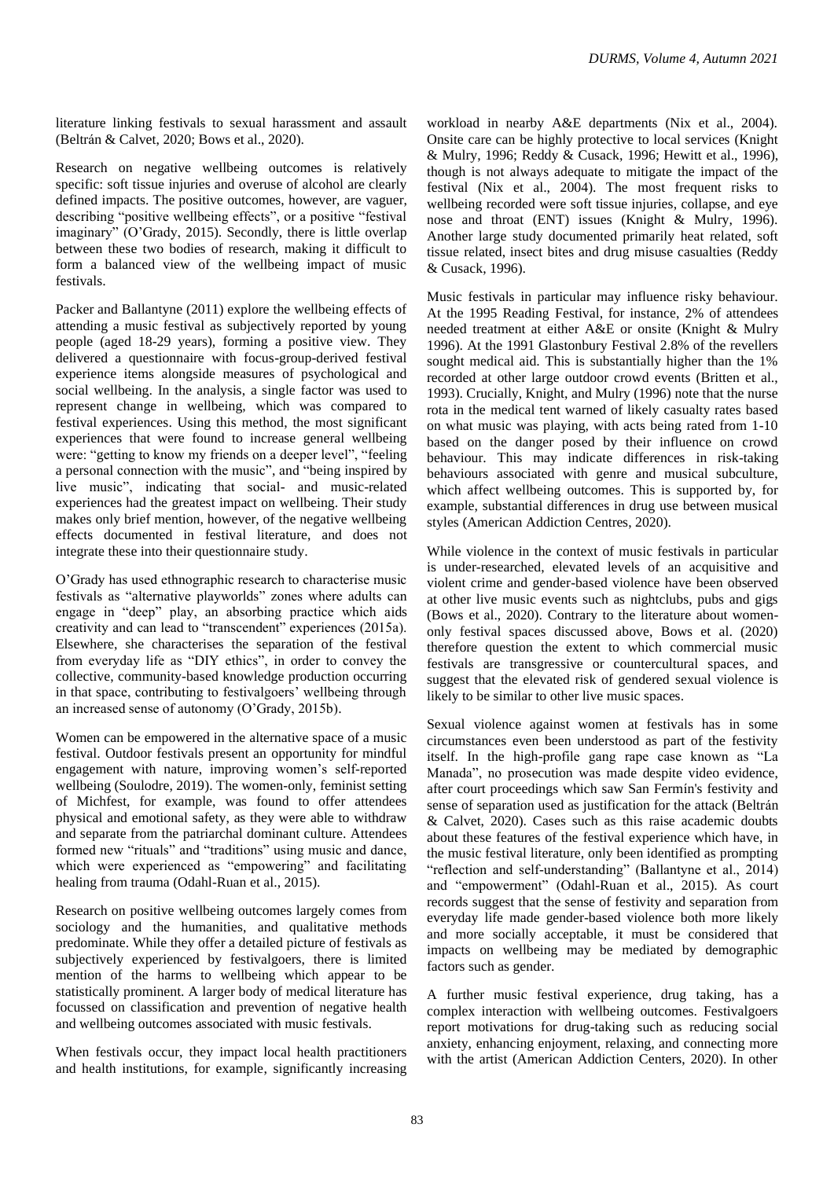literature linking festivals to sexual harassment and assault (Beltrán & Calvet, 2020; Bows et al., 2020).

Research on negative wellbeing outcomes is relatively specific: soft tissue injuries and overuse of alcohol are clearly defined impacts. The positive outcomes, however, are vaguer, describing "positive wellbeing effects", or a positive "festival imaginary" (O'Grady, 2015). Secondly, there is little overlap between these two bodies of research, making it difficult to form a balanced view of the wellbeing impact of music festivals.

Packer and Ballantyne (2011) explore the wellbeing effects of attending a music festival as subjectively reported by young people (aged 18-29 years), forming a positive view. They delivered a questionnaire with focus-group-derived festival experience items alongside measures of psychological and social wellbeing. In the analysis, a single factor was used to represent change in wellbeing, which was compared to festival experiences. Using this method, the most significant experiences that were found to increase general wellbeing were: "getting to know my friends on a deeper level", "feeling a personal connection with the music", and "being inspired by live music", indicating that social- and music-related experiences had the greatest impact on wellbeing. Their study makes only brief mention, however, of the negative wellbeing effects documented in festival literature, and does not integrate these into their questionnaire study.

O'Grady has used ethnographic research to characterise music festivals as "alternative playworlds" zones where adults can engage in "deep" play, an absorbing practice which aids creativity and can lead to "transcendent" experiences (2015a). Elsewhere, she characterises the separation of the festival from everyday life as "DIY ethics", in order to convey the collective, community-based knowledge production occurring in that space, contributing to festivalgoers' wellbeing through an increased sense of autonomy (O'Grady, 2015b).

Women can be empowered in the alternative space of a music festival. Outdoor festivals present an opportunity for mindful engagement with nature, improving women's self-reported wellbeing (Soulodre, 2019). The women-only, feminist setting of Michfest, for example, was found to offer attendees physical and emotional safety, as they were able to withdraw and separate from the patriarchal dominant culture. Attendees formed new "rituals" and "traditions" using music and dance, which were experienced as "empowering" and facilitating healing from trauma (Odahl-Ruan et al., 2015).

Research on positive wellbeing outcomes largely comes from sociology and the humanities, and qualitative methods predominate. While they offer a detailed picture of festivals as subjectively experienced by festivalgoers, there is limited mention of the harms to wellbeing which appear to be statistically prominent. A larger body of medical literature has focussed on classification and prevention of negative health and wellbeing outcomes associated with music festivals.

When festivals occur, they impact local health practitioners and health institutions, for example, significantly increasing workload in nearby A&E departments (Nix et al., 2004). Onsite care can be highly protective to local services (Knight & Mulry, 1996; Reddy & Cusack, 1996; Hewitt et al., 1996), though is not always adequate to mitigate the impact of the festival (Nix et al., 2004). The most frequent risks to wellbeing recorded were soft tissue injuries, collapse, and eye nose and throat (ENT) issues (Knight & Mulry, 1996). Another large study documented primarily heat related, soft tissue related, insect bites and drug misuse casualties (Reddy & Cusack, 1996).

Music festivals in particular may influence risky behaviour. At the 1995 Reading Festival, for instance, 2% of attendees needed treatment at either A&E or onsite (Knight & Mulry 1996). At the 1991 Glastonbury Festival 2.8% of the revellers sought medical aid. This is substantially higher than the 1% recorded at other large outdoor crowd events (Britten et al., 1993). Crucially, Knight, and Mulry (1996) note that the nurse rota in the medical tent warned of likely casualty rates based on what music was playing, with acts being rated from 1-10 based on the danger posed by their influence on crowd behaviour. This may indicate differences in risk-taking behaviours associated with genre and musical subculture, which affect wellbeing outcomes. This is supported by, for example, substantial differences in drug use between musical styles (American Addiction Centres, 2020).

While violence in the context of music festivals in particular is under-researched, elevated levels of an acquisitive and violent crime and gender-based violence have been observed at other live music events such as nightclubs, pubs and gigs (Bows et al., 2020). Contrary to the literature about women-only festival spaces discussed above, Bows et al. (2020) therefore question the extent to which commercial music festivals are transgressive or countercultural spaces, and suggest that the elevated risk of gendered sexual violence is likely to be similar to other live music spaces.

Sexual violence against women at festivals has in some circumstances even been understood as part of the festivity itself. In the high-profile gang rape case known as "La Manada", no prosecution was made despite video evidence, after court proceedings which saw San Fermín's festivity and sense of separation used as justification for the attack (Beltrán & Calvet, 2020). Cases such as this raise academic doubts about these features of the festival experience which have, in the music festival literature, only been identified as prompting "reflection and self-understanding" (Ballantyne et al., 2014) and "empowerment" (Odahl-Ruan et al., 2015). As court records suggest that the sense of festivity and separation from everyday life made gender-based violence both more likely and more socially acceptable, it must be considered that impacts on wellbeing may be mediated by demographic factors such as gender.

A further music festival experience, drug taking, has a complex interaction with wellbeing outcomes. Festivalgoers report motivations for drug-taking such as reducing social anxiety, enhancing enjoyment, relaxing, and connecting more with the artist (American Addiction Centers, 2020). In other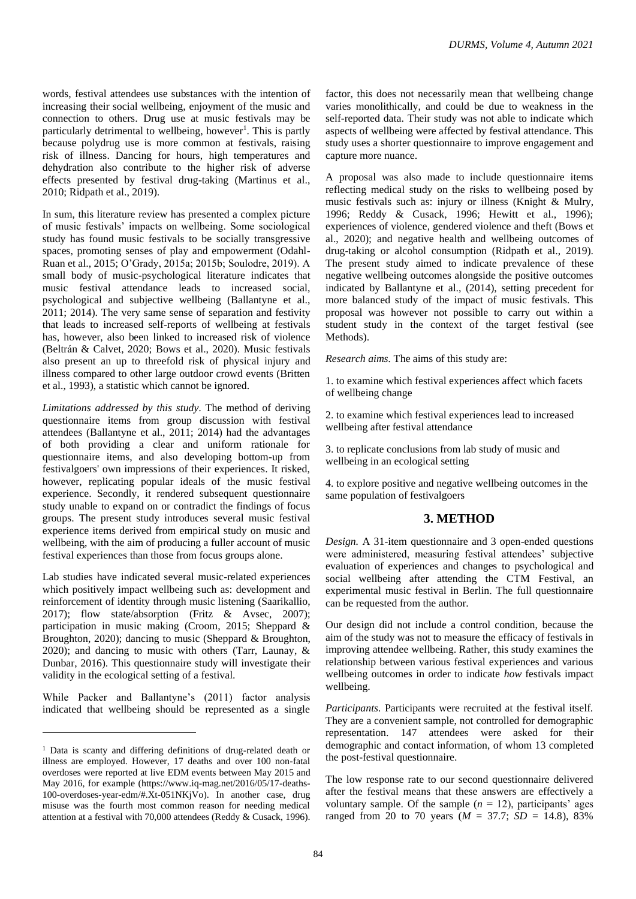words, festival attendees use substances with the intention of increasing their social wellbeing, enjoyment of the music and connection to others. Drug use at music festivals may be particularly detrimental to wellbeing, however[1]. This is partly because polydrug use is more common at festivals, raising risk of illness. Dancing for hours, high temperatures and dehydration also contribute to the higher risk of adverse effects presented by festival drug-taking (Martinus et al., 2010; Ridpath et al., 2019).

In sum, this literature review has presented a complex picture of music festivals' impacts on wellbeing. Some sociological study has found music festivals to be socially transgressive spaces, promoting senses of play and empowerment (Odahl-Ruan et al., 2015; O'Grady, 2015a; 2015b; Soulodre, 2019). A small body of music-psychological literature indicates that music festival attendance leads to increased social, psychological and subjective wellbeing (Ballantyne et al., 2011; 2014). The very same sense of separation and festivity that leads to increased self-reports of wellbeing at festivals has, however, also been linked to increased risk of violence (Beltrán & Calvet, 2020; Bows et al., 2020). Music festivals also present an up to threefold risk of physical injury and illness compared to other large outdoor crowd events (Britten et al., 1993), a statistic which cannot be ignored.

*Limitations addressed by this study.* The method of deriving questionnaire items from group discussion with festival attendees (Ballantyne et al., 2011; 2014) had the advantages of both providing a clear and uniform rationale for questionnaire items, and also developing bottom-up from festivalgoers' own impressions of their experiences. It risked, however, replicating popular ideals of the music festival experience. Secondly, it rendered subsequent questionnaire study unable to expand on or contradict the findings of focus groups. The present study introduces several music festival experience items derived from empirical study on music and wellbeing, with the aim of producing a fuller account of music festival experiences than those from focus groups alone.

Lab studies have indicated several music-related experiences which positively impact wellbeing such as: development and reinforcement of identity through music listening (Saarikallio, 2017); flow state/absorption (Fritz & Avsec, 2007); participation in music making (Croom, 2015; Sheppard & Broughton, 2020); dancing to music (Sheppard & Broughton, 2020); and dancing to music with others (Tarr, Launay, & Dunbar, 2016). This questionnaire study will investigate their validity in the ecological setting of a festival.

While Packer and Ballantyne's (2011) factor analysis indicated that wellbeing should be represented as a single factor, this does not necessarily mean that wellbeing change varies monolithically, and could be due to weakness in the self-reported data. Their study was not able to indicate which aspects of wellbeing were affected by festival attendance. This study uses a shorter questionnaire to improve engagement and capture more nuance.

A proposal was also made to include questionnaire items reflecting medical study on the risks to wellbeing posed by music festivals such as: injury or illness (Knight & Mulry, 1996; Reddy & Cusack, 1996; Hewitt et al., 1996); experiences of violence, gendered violence and theft (Bows et al., 2020); and negative health and wellbeing outcomes of drug-taking or alcohol consumption (Ridpath et al., 2019). The present study aimed to indicate prevalence of these negative wellbeing outcomes alongside the positive outcomes indicated by Ballantyne et al., (2014), setting precedent for more balanced study of the impact of music festivals. This proposal was however not possible to carry out within a student study in the context of the target festival (see Methods).

*Research aims.* The aims of this study are:

1. to examine which festival experiences affect which facets of wellbeing change

2. to examine which festival experiences lead to increased wellbeing after festival attendance

3. to replicate conclusions from lab study of music and wellbeing in an ecological setting

4. to explore positive and negative wellbeing outcomes in the same population of festivalgoers

## 3. METHOD

*Design.* A 31-item questionnaire and 3 open-ended questions were administered, measuring festival attendees' subjective evaluation of experiences and changes to psychological and social wellbeing after attending the CTM Festival, an experimental music festival in Berlin. The full questionnaire can be requested from the author.

Our design did not include a control condition, because the aim of the study was not to measure the efficacy of festivals in improving attendee wellbeing. Rather, this study examines the relationship between various festival experiences and various wellbeing outcomes in order to indicate *how* festivals impact wellbeing.

*Participants.* Participants were recruited at the festival itself. They are a convenient sample, not controlled for demographic representation. 147 attendees were asked for their demographic and contact information, of whom 13 completed the post-festival questionnaire.

The low response rate to our second questionnaire delivered after the festival means that these answers are effectively a voluntary sample. Of the sample ($n$ = 12), participants' ages ranged from 20 to 70 years ($M$ = 37.7; $SD$ = 14.8), 83%

[1] Data is scanty and differing definitions of drug-related death or illness are employed. However, 17 deaths and over 100 non-fatal overdoses were reported at live EDM events between May 2015 and May 2016, for example (https://www.iq-mag.net/2016/05/17-deaths-100-overdoses-year-edm/#.Xt-051NKjVo). In another case, drug misuse was the fourth most common reason for needing medical attention at a festival with 70,000 attendees (Reddy & Cusack, 1996).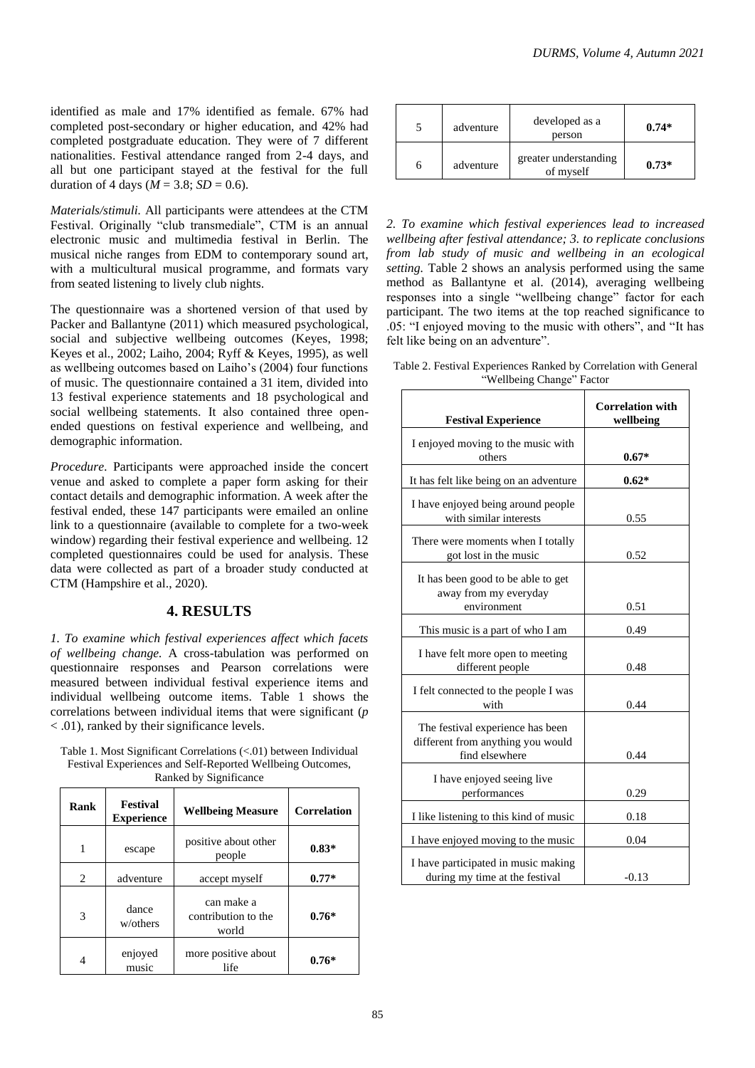identified as male and 17% identified as female. 67% had completed post-secondary or higher education, and 42% had completed postgraduate education. They were of 7 different nationalities. Festival attendance ranged from 2-4 days, and all but one participant stayed at the festival for the full duration of 4 days ($M = 3.8$; $SD = 0.6$).

*Materials/stimuli.* All participants were attendees at the CTM Festival. Originally "club transmediale", CTM is an annual electronic music and multimedia festival in Berlin. The musical niche ranges from EDM to contemporary sound art, with a multicultural musical programme, and formats vary from seated listening to lively club nights.

The questionnaire was a shortened version of that used by Packer and Ballantyne (2011) which measured psychological, social and subjective wellbeing outcomes (Keyes, 1998; Keyes et al., 2002; Laiho, 2004; Ryff & Keyes, 1995), as well as wellbeing outcomes based on Laiho's (2004) four functions of music. The questionnaire contained a 31 item, divided into 13 festival experience statements and 18 psychological and social wellbeing statements. It also contained three open-ended questions on festival experience and wellbeing, and demographic information.

*Procedure.* Participants were approached inside the concert venue and asked to complete a paper form asking for their contact details and demographic information. A week after the festival ended, these 147 participants were emailed an online link to a questionnaire (available to complete for a two-week window) regarding their festival experience and wellbeing. 12 completed questionnaires could be used for analysis. These data were collected as part of a broader study conducted at CTM (Hampshire et al., 2020).

## 4. RESULTS

*1. To examine which festival experiences affect which facets of wellbeing change.* A cross-tabulation was performed on questionnaire responses and Pearson correlations were measured between individual festival experience items and individual wellbeing outcome items. Table 1 shows the correlations between individual items that were significant ($p < .01$), ranked by their significance levels.

Table 1. Most Significant Correlations (<.01) between Individual Festival Experiences and Self-Reported Wellbeing Outcomes, Ranked by Significance

| Rank | Festival Experience | Wellbeing Measure | Correlation |
|---|---|---|---|
| 1 | escape | positive about other people | **0.83*** |
| 2 | adventure | accept myself | **0.77*** |
| 3 | dance w/others | can make a contribution to the world | **0.76*** |
| 4 | enjoyed music | more positive about life | **0.76*** |
| 5 | adventure | developed as a person | **0.74*** |
| 6 | adventure | greater understanding of myself | **0.73*** |

*2. To examine which festival experiences lead to increased wellbeing after festival attendance; 3. to replicate conclusions from lab study of music and wellbeing in an ecological setting.* Table 2 shows an analysis performed using the same method as Ballantyne et al. (2014), averaging wellbeing responses into a single "wellbeing change" factor for each participant. The two items at the top reached significance to .05: "I enjoyed moving to the music with others", and "It has felt like being on an adventure".

Table 2. Festival Experiences Ranked by Correlation with General "Wellbeing Change" Factor

| Festival Experience | Correlation with wellbeing |
|---|---|
| I enjoyed moving to the music with others | **0.67*** |
| It has felt like being on an adventure | **0.62*** |
| I have enjoyed being around people with similar interests | 0.55 |
| There were moments when I totally got lost in the music | 0.52 |
| It has been good to be able to get away from my everyday environment | 0.51 |
| This music is a part of who I am | 0.49 |
| I have felt more open to meeting different people | 0.48 |
| I felt connected to the people I was with | 0.44 |
| The festival experience has been different from anything you would find elsewhere | 0.44 |
| I have enjoyed seeing live performances | 0.29 |
| I like listening to this kind of music | 0.18 |
| I have enjoyed moving to the music | 0.04 |
| I have participated in music making during my time at the festival | -0.13 |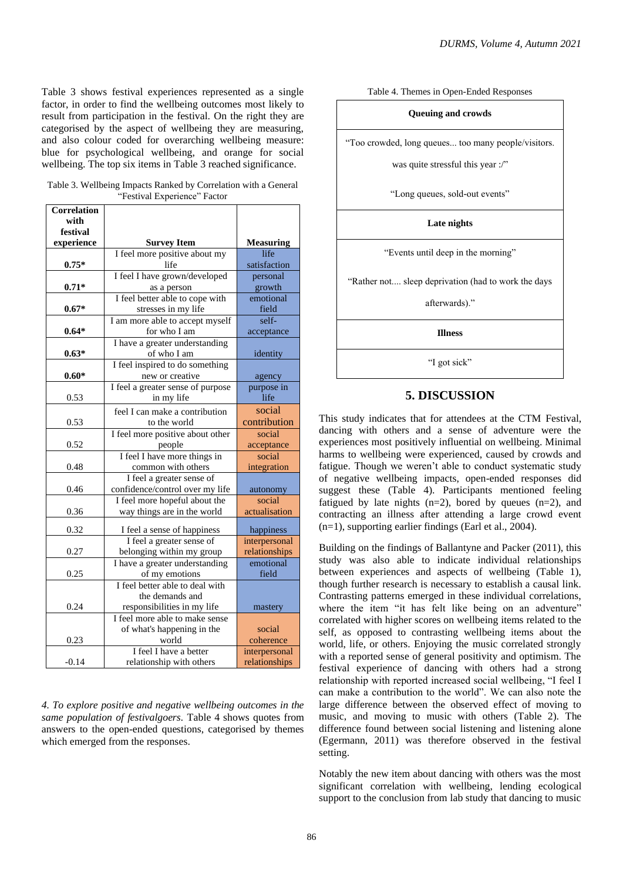Table 3 shows festival experiences represented as a single factor, in order to find the wellbeing outcomes most likely to result from participation in the festival. On the right they are categorised by the aspect of wellbeing they are measuring, and also colour coded for overarching wellbeing measure: blue for psychological wellbeing, and orange for social wellbeing. The top six items in Table 3 reached significance.

Table 3. Wellbeing Impacts Ranked by Correlation with a General "Festival Experience" Factor

| Correlation with festival experience | Survey Item | Measuring |
|---|---|---|
| **0.75*** | I feel more positive about my life | life satisfaction |
| **0.71*** | I feel I have grown/developed as a person | personal growth |
| **0.67*** | I feel better able to cope with stresses in my life | emotional field |
| **0.64*** | I am more able to accept myself for who I am | self-acceptance |
| **0.63*** | I have a greater understanding of who I am | identity |
| **0.60*** | I feel inspired to do something new or creative | agency |
| 0.53 | I feel a greater sense of purpose in my life | purpose in life |
| 0.53 | feel I can make a contribution to the world | social contribution |
| 0.52 | I feel more positive about other people | social acceptance |
| 0.48 | I feel I have more things in common with others | social integration |
| 0.46 | I feel a greater sense of confidence/control over my life | autonomy |
| 0.36 | I feel more hopeful about the way things are in the world | social actualisation |
| 0.32 | I feel a sense of happiness | happiness |
| 0.27 | I feel a greater sense of belonging within my group | interpersonal relationships |
| 0.25 | I have a greater understanding of my emotions | emotional field |
| 0.24 | I feel better able to deal with the demands and responsibilities in my life | mastery |
| 0.23 | I feel more able to make sense of what's happening in the world | social coherence |
| -0.14 | I feel I have a better relationship with others | interpersonal relationships |

*4. To explore positive and negative wellbeing outcomes in the same population of festivalgoers.* Table 4 shows quotes from answers to the open-ended questions, categorised by themes which emerged from the responses.

Table 4. Themes in Open-Ended Responses

| **Queuing and crowds** |
|---|
| "Too crowded, long queues... too many people/visitors. was quite stressful this year :/" "Long queues, sold-out events" |
| **Late nights** |
| "Events until deep in the morning" "Rather not.... sleep deprivation (had to work the days afterwards)." |
| **Illness** |
| "I got sick" |

## 5. DISCUSSION

This study indicates that for attendees at the CTM Festival, dancing with others and a sense of adventure were the experiences most positively influential on wellbeing. Minimal harms to wellbeing were experienced, caused by crowds and fatigue. Though we weren't able to conduct systematic study of negative wellbeing impacts, open-ended responses did suggest these (Table 4). Participants mentioned feeling fatigued by late nights (n=2), bored by queues (n=2), and contracting an illness after attending a large crowd event (n=1), supporting earlier findings (Earl et al., 2004).

Building on the findings of Ballantyne and Packer (2011), this study was also able to indicate individual relationships between experiences and aspects of wellbeing (Table 1), though further research is necessary to establish a causal link. Contrasting patterns emerged in these individual correlations, where the item "it has felt like being on an adventure" correlated with higher scores on wellbeing items related to the self, as opposed to contrasting wellbeing items about the world, life, or others. Enjoying the music correlated strongly with a reported sense of general positivity and optimism. The festival experience of dancing with others had a strong relationship with reported increased social wellbeing, "I feel I can make a contribution to the world". We can also note the large difference between the observed effect of moving to music, and moving to music with others (Table 2). The difference found between social listening and listening alone (Egermann, 2011) was therefore observed in the festival setting.

Notably the new item about dancing with others was the most significant correlation with wellbeing, lending ecological support to the conclusion from lab study that dancing to music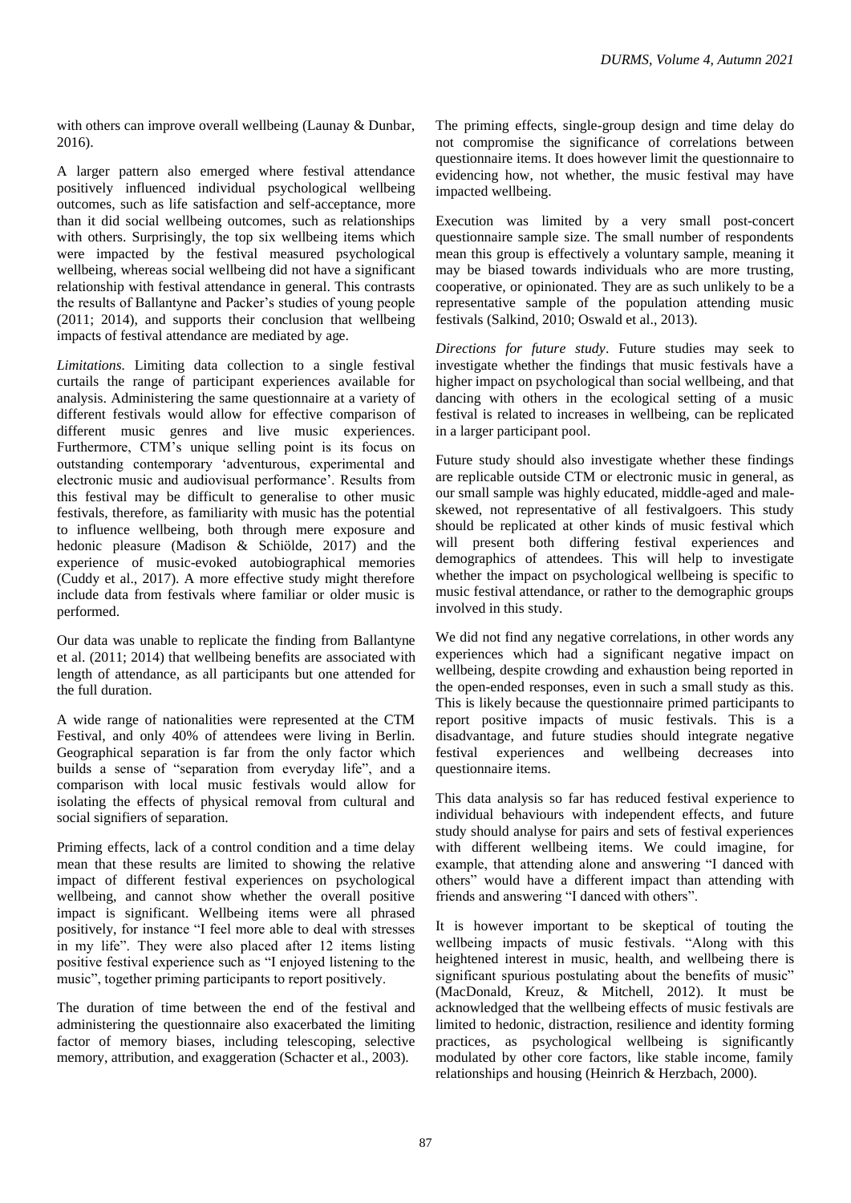with others can improve overall wellbeing (Launay & Dunbar, 2016).

A larger pattern also emerged where festival attendance positively influenced individual psychological wellbeing outcomes, such as life satisfaction and self-acceptance, more than it did social wellbeing outcomes, such as relationships with others. Surprisingly, the top six wellbeing items which were impacted by the festival measured psychological wellbeing, whereas social wellbeing did not have a significant relationship with festival attendance in general. This contrasts the results of Ballantyne and Packer's studies of young people (2011; 2014), and supports their conclusion that wellbeing impacts of festival attendance are mediated by age.

*Limitations.* Limiting data collection to a single festival curtails the range of participant experiences available for analysis. Administering the same questionnaire at a variety of different festivals would allow for effective comparison of different music genres and live music experiences. Furthermore, CTM's unique selling point is its focus on outstanding contemporary 'adventurous, experimental and electronic music and audiovisual performance'. Results from this festival may be difficult to generalise to other music festivals, therefore, as familiarity with music has the potential to influence wellbeing, both through mere exposure and hedonic pleasure (Madison & Schiölde, 2017) and the experience of music-evoked autobiographical memories (Cuddy et al., 2017). A more effective study might therefore include data from festivals where familiar or older music is performed.

Our data was unable to replicate the finding from Ballantyne et al. (2011; 2014) that wellbeing benefits are associated with length of attendance, as all participants but one attended for the full duration.

A wide range of nationalities were represented at the CTM Festival, and only 40% of attendees were living in Berlin. Geographical separation is far from the only factor which builds a sense of "separation from everyday life", and a comparison with local music festivals would allow for isolating the effects of physical removal from cultural and social signifiers of separation.

Priming effects, lack of a control condition and a time delay mean that these results are limited to showing the relative impact of different festival experiences on psychological wellbeing, and cannot show whether the overall positive impact is significant. Wellbeing items were all phrased positively, for instance "I feel more able to deal with stresses in my life". They were also placed after 12 items listing positive festival experience such as "I enjoyed listening to the music", together priming participants to report positively.

The duration of time between the end of the festival and administering the questionnaire also exacerbated the limiting factor of memory biases, including telescoping, selective memory, attribution, and exaggeration (Schacter et al., 2003).

The priming effects, single-group design and time delay do not compromise the significance of correlations between questionnaire items. It does however limit the questionnaire to evidencing how, not whether, the music festival may have impacted wellbeing.

Execution was limited by a very small post-concert questionnaire sample size. The small number of respondents mean this group is effectively a voluntary sample, meaning it may be biased towards individuals who are more trusting, cooperative, or opinionated. They are as such unlikely to be a representative sample of the population attending music festivals (Salkind, 2010; Oswald et al., 2013).

*Directions for future study*. Future studies may seek to investigate whether the findings that music festivals have a higher impact on psychological than social wellbeing, and that dancing with others in the ecological setting of a music festival is related to increases in wellbeing, can be replicated in a larger participant pool.

Future study should also investigate whether these findings are replicable outside CTM or electronic music in general, as our small sample was highly educated, middle-aged and male-skewed, not representative of all festivalgoers. This study should be replicated at other kinds of music festival which will present both differing festival experiences and demographics of attendees. This will help to investigate whether the impact on psychological wellbeing is specific to music festival attendance, or rather to the demographic groups involved in this study.

We did not find any negative correlations, in other words any experiences which had a significant negative impact on wellbeing, despite crowding and exhaustion being reported in the open-ended responses, even in such a small study as this. This is likely because the questionnaire primed participants to report positive impacts of music festivals. This is a disadvantage, and future studies should integrate negative festival experiences and wellbeing decreases into questionnaire items.

This data analysis so far has reduced festival experience to individual behaviours with independent effects, and future study should analyse for pairs and sets of festival experiences with different wellbeing items. We could imagine, for example, that attending alone and answering "I danced with others" would have a different impact than attending with friends and answering "I danced with others".

It is however important to be skeptical of touting the wellbeing impacts of music festivals. "Along with this heightened interest in music, health, and wellbeing there is significant spurious postulating about the benefits of music" (MacDonald, Kreuz, & Mitchell, 2012). It must be acknowledged that the wellbeing effects of music festivals are limited to hedonic, distraction, resilience and identity forming practices, as psychological wellbeing is significantly modulated by other core factors, like stable income, family relationships and housing (Heinrich & Herzbach, 2000).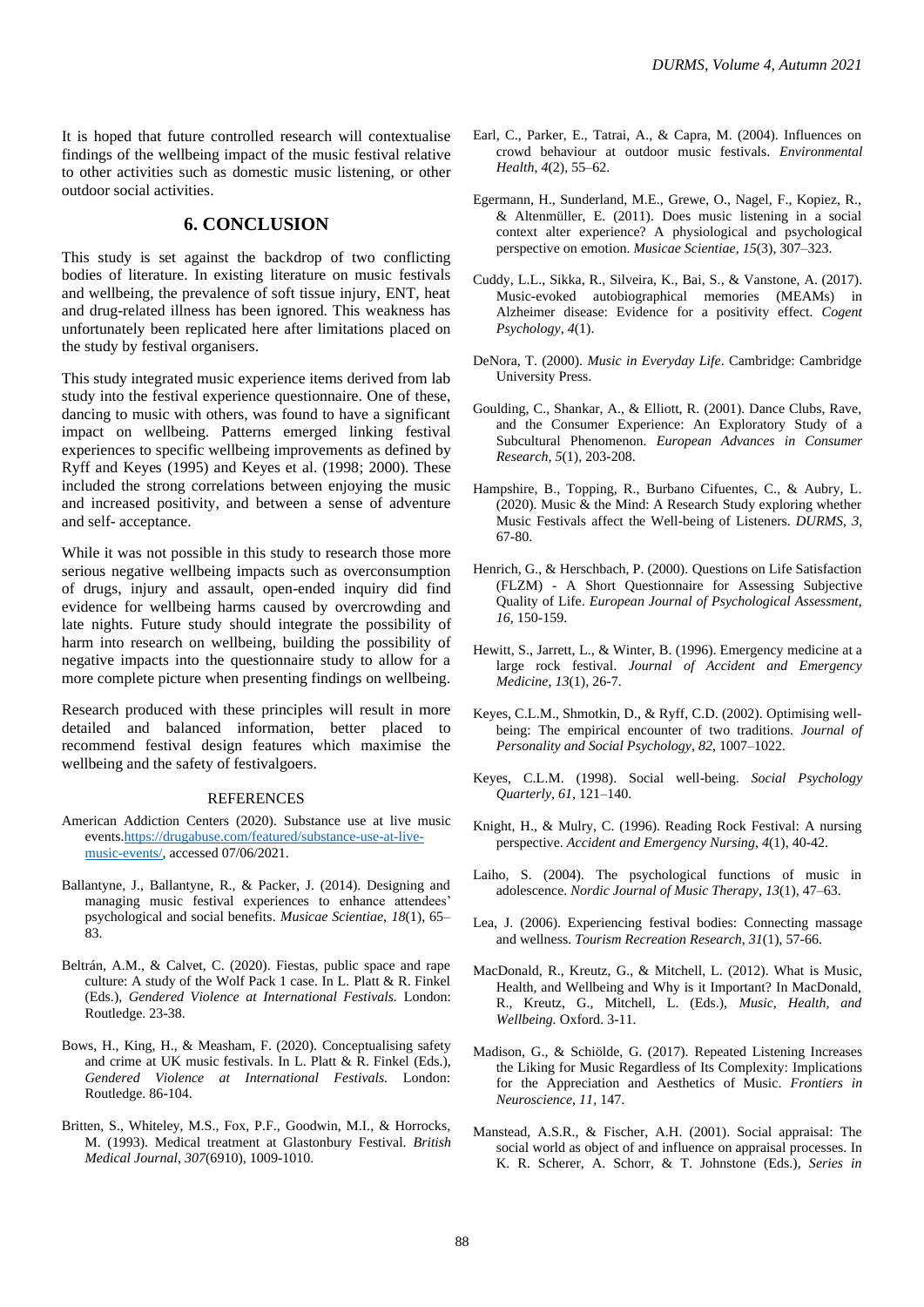It is hoped that future controlled research will contextualise findings of the wellbeing impact of the music festival relative to other activities such as domestic music listening, or other outdoor social activities.

## 6. CONCLUSION

This study is set against the backdrop of two conflicting bodies of literature. In existing literature on music festivals and wellbeing, the prevalence of soft tissue injury, ENT, heat and drug-related illness has been ignored. This weakness has unfortunately been replicated here after limitations placed on the study by festival organisers.

This study integrated music experience items derived from lab study into the festival experience questionnaire. One of these, dancing to music with others, was found to have a significant impact on wellbeing. Patterns emerged linking festival experiences to specific wellbeing improvements as defined by Ryff and Keyes (1995) and Keyes et al. (1998; 2000). These included the strong correlations between enjoying the music and increased positivity, and between a sense of adventure and self- acceptance.

While it was not possible in this study to research those more serious negative wellbeing impacts such as overconsumption of drugs, injury and assault, open-ended inquiry did find evidence for wellbeing harms caused by overcrowding and late nights. Future study should integrate the possibility of harm into research on wellbeing, building the possibility of negative impacts into the questionnaire study to allow for a more complete picture when presenting findings on wellbeing.

Research produced with these principles will result in more detailed and balanced information, better placed to recommend festival design features which maximise the wellbeing and the safety of festivalgoers.

### REFERENCES

American Addiction Centers (2020). Substance use at live music events.https://drugabuse.com/featured/substance-use-at-live-music-events/, accessed 07/06/2021.

Ballantyne, J., Ballantyne, R., & Packer, J. (2014). Designing and managing music festival experiences to enhance attendees' psychological and social benefits. *Musicae Scientiae*, *18*(1), 65–83.

Beltrán, A.M., & Calvet, C. (2020). Fiestas, public space and rape culture: A study of the Wolf Pack 1 case. In L. Platt & R. Finkel (Eds.), *Gendered Violence at International Festivals.* London: Routledge. 23-38.

Bows, H., King, H., & Measham, F. (2020). Conceptualising safety and crime at UK music festivals. In L. Platt & R. Finkel (Eds.), *Gendered Violence at International Festivals.* London: Routledge. 86-104.

Britten, S., Whiteley, M.S., Fox, P.F., Goodwin, M.I., & Horrocks, M. (1993). Medical treatment at Glastonbury Festival. *British Medical Journal*, *307*(6910), 1009-1010.

Earl, C., Parker, E., Tatrai, A., & Capra, M. (2004). Influences on crowd behaviour at outdoor music festivals. *Environmental Health*, *4*(2), 55–62.

Egermann, H., Sunderland, M.E., Grewe, O., Nagel, F., Kopiez, R., & Altenmüller, E. (2011). Does music listening in a social context alter experience? A physiological and psychological perspective on emotion. *Musicae Scientiae*, *15*(3), 307–323.

Cuddy, L.L., Sikka, R., Silveira, K., Bai, S., & Vanstone, A. (2017). Music-evoked autobiographical memories (MEAMs) in Alzheimer disease: Evidence for a positivity effect. *Cogent Psychology*, *4*(1).

DeNora, T. (2000). *Music in Everyday Life*. Cambridge: Cambridge University Press.

Goulding, C., Shankar, A., & Elliott, R. (2001). Dance Clubs, Rave, and the Consumer Experience: An Exploratory Study of a Subcultural Phenomenon. *European Advances in Consumer Research, 5*(1), 203-208.

Hampshire, B., Topping, R., Burbano Cifuentes, C., & Aubry, L. (2020). Music & the Mind: A Research Study exploring whether Music Festivals affect the Well-being of Listeners. *DURMS*, *3*, 67-80.

Henrich, G., & Herschbach, P. (2000). Questions on Life Satisfaction (FLZM) - A Short Questionnaire for Assessing Subjective Quality of Life. *European Journal of Psychological Assessment*, *16*, 150-159.

Hewitt, S., Jarrett, L., & Winter, B. (1996). Emergency medicine at a large rock festival. *Journal of Accident and Emergency Medicine, 13*(1), 26-7.

Keyes, C.L.M., Shmotkin, D., & Ryff, C.D. (2002). Optimising well-being: The empirical encounter of two traditions. *Journal of Personality and Social Psychology*, *82*, 1007–1022.

Keyes, C.L.M. (1998). Social well-being. *Social Psychology Quarterly*, *61*, 121–140.

Knight, H., & Mulry, C. (1996). Reading Rock Festival: A nursing perspective. *Accident and Emergency Nursing*, *4*(1), 40-42.

Laiho, S. (2004). The psychological functions of music in adolescence. *Nordic Journal of Music Therapy*, *13*(1), 47–63.

Lea, J. (2006). Experiencing festival bodies: Connecting massage and wellness. *Tourism Recreation Research, 31*(1), 57-66.

MacDonald, R., Kreutz, G., & Mitchell, L. (2012). What is Music, Health, and Wellbeing and Why is it Important? In MacDonald, R., Kreutz, G., Mitchell, L. (Eds.), *Music, Health, and Wellbeing.* Oxford. 3-11.

Madison, G., & Schiölde, G. (2017). Repeated Listening Increases the Liking for Music Regardless of Its Complexity: Implications for the Appreciation and Aesthetics of Music. *Frontiers in Neuroscience*, *11*, 147.

Manstead, A.S.R., & Fischer, A.H. (2001). Social appraisal: The social world as object of and influence on appraisal processes. In K. R. Scherer, A. Schorr, & T. Johnstone (Eds.), *Series in*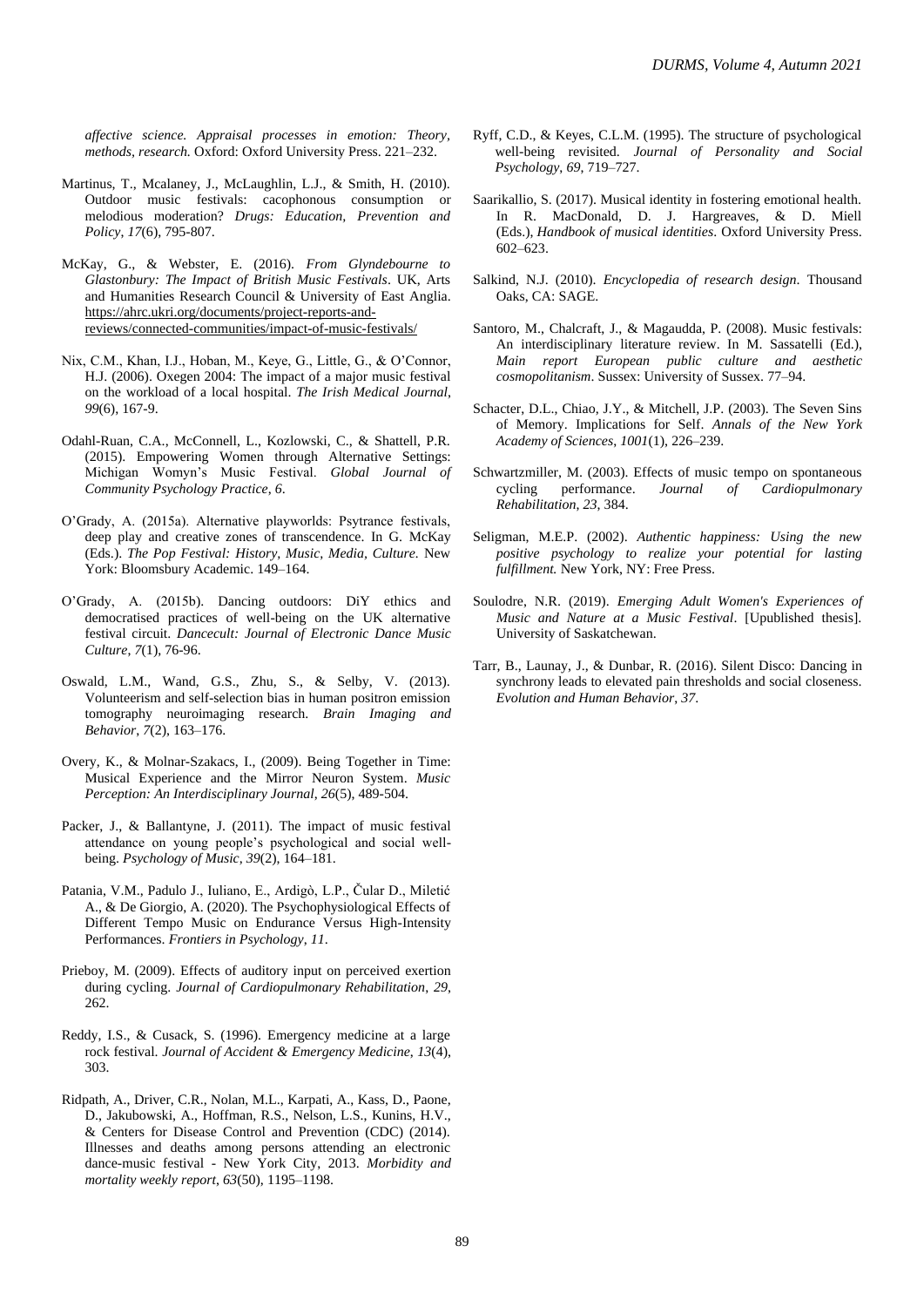*affective science. Appraisal processes in emotion: Theory, methods, research.* Oxford: Oxford University Press. 221–232.

Martinus, T., Mcalaney, J., McLaughlin, L.J., & Smith, H. (2010). Outdoor music festivals: cacophonous consumption or melodious moderation? *Drugs: Education, Prevention and Policy, 17*(6), 795-807.

McKay, G., & Webster, E. (2016). *From Glyndebourne to Glastonbury: The Impact of British Music Festivals*. UK, Arts and Humanities Research Council & University of East Anglia. https://ahrc.ukri.org/documents/project-reports-and-reviews/connected-communities/impact-of-music-festivals/

Nix, C.M., Khan, I.J., Hoban, M., Keye, G., Little, G., & O'Connor, H.J. (2006). Oxegen 2004: The impact of a major music festival on the workload of a local hospital. *The Irish Medical Journal, 99*(6), 167-9.

Odahl-Ruan, C.A., McConnell, L., Kozlowski, C., & Shattell, P.R. (2015). Empowering Women through Alternative Settings: Michigan Womyn's Music Festival. *Global Journal of Community Psychology Practice, 6*.

O'Grady, A. (2015a). Alternative playworlds: Psytrance festivals, deep play and creative zones of transcendence. In G. McKay (Eds.). *The Pop Festival: History, Music, Media, Culture.* New York: Bloomsbury Academic. 149–164.

O'Grady, A. (2015b). Dancing outdoors: DiY ethics and democratised practices of well-being on the UK alternative festival circuit. *Dancecult: Journal of Electronic Dance Music Culture, 7*(1), 76-96.

Oswald, L.M., Wand, G.S., Zhu, S., & Selby, V. (2013). Volunteerism and self-selection bias in human positron emission tomography neuroimaging research. *Brain Imaging and Behavior, 7*(2), 163–176.

Overy, K., & Molnar-Szakacs, I., (2009). Being Together in Time: Musical Experience and the Mirror Neuron System. *Music Perception: An Interdisciplinary Journal, 26*(5), 489-504.

Packer, J., & Ballantyne, J. (2011). The impact of music festival attendance on young people's psychological and social well-being. *Psychology of Music, 39*(2), 164–181.

Patania, V.M., Padulo J., Iuliano, E., Ardigò, L.P., Čular D., Miletić A., & De Giorgio, A. (2020). The Psychophysiological Effects of Different Tempo Music on Endurance Versus High-Intensity Performances. *Frontiers in Psychology, 11*.

Prieboy, M. (2009). Effects of auditory input on perceived exertion during cycling. *Journal of Cardiopulmonary Rehabilitation, 29*, 262.

Reddy, I.S., & Cusack, S. (1996). Emergency medicine at a large rock festival. *Journal of Accident & Emergency Medicine, 13*(4), 303.

Ridpath, A., Driver, C.R., Nolan, M.L., Karpati, A., Kass, D., Paone, D., Jakubowski, A., Hoffman, R.S., Nelson, L.S., Kunins, H.V., & Centers for Disease Control and Prevention (CDC) (2014). Illnesses and deaths among persons attending an electronic dance-music festival - New York City, 2013. *Morbidity and mortality weekly report, 63*(50), 1195–1198.

Ryff, C.D., & Keyes, C.L.M. (1995). The structure of psychological well-being revisited. *Journal of Personality and Social Psychology, 69*, 719–727.

Saarikallio, S. (2017). Musical identity in fostering emotional health. In R. MacDonald, D. J. Hargreaves, & D. Miell (Eds.), *Handbook of musical identities*. Oxford University Press. 602–623.

Salkind, N.J. (2010). *Encyclopedia of research design*. Thousand Oaks, CA: SAGE.

Santoro, M., Chalcraft, J., & Magaudda, P. (2008). Music festivals: An interdisciplinary literature review. In M. Sassatelli (Ed.), *Main report European public culture and aesthetic cosmopolitanism*. Sussex: University of Sussex. 77–94.

Schacter, D.L., Chiao, J.Y., & Mitchell, J.P. (2003). The Seven Sins of Memory. Implications for Self. *Annals of the New York Academy of Sciences, 1001*(1), 226–239.

Schwartzmiller, M. (2003). Effects of music tempo on spontaneous cycling performance. *Journal of Cardiopulmonary Rehabilitation, 23*, 384.

Seligman, M.E.P. (2002). *Authentic happiness: Using the new positive psychology to realize your potential for lasting fulfillment.* New York, NY: Free Press.

Soulodre, N.R. (2019). *Emerging Adult Women's Experiences of Music and Nature at a Music Festival*. [Upublished thesis]. University of Saskatchewan.

Tarr, B., Launay, J., & Dunbar, R. (2016). Silent Disco: Dancing in synchrony leads to elevated pain thresholds and social closeness. *Evolution and Human Behavior, 37*.